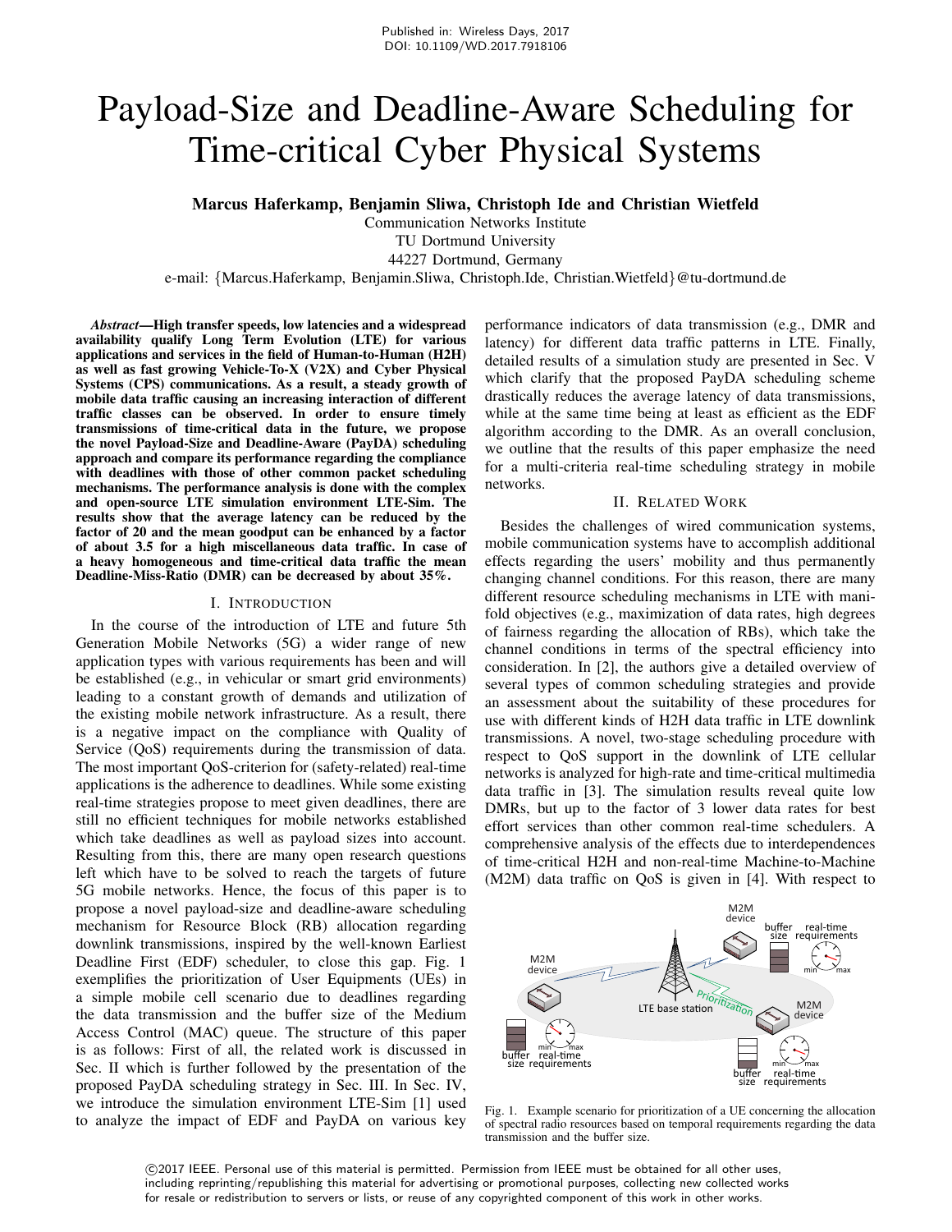Published in: Wireless Days, 2017
DOI: 10.1109/WD.2017.7918106

# Payload-Size and Deadline-Aware Scheduling for Time-critical Cyber Physical Systems

**Marcus Haferkamp, Benjamin Sliwa, Christoph Ide and Christian Wietfeld**

Communication Networks Institute
TU Dortmund University
44227 Dortmund, Germany
e-mail: {Marcus.Haferkamp, Benjamin.Sliwa, Christoph.Ide, Christian.Wietfeld}@tu-dortmund.de

***Abstract*—High transfer speeds, low latencies and a widespread availability qualify Long Term Evolution (LTE) for various applications and services in the field of Human-to-Human (H2H) as well as fast growing Vehicle-To-X (V2X) and Cyber Physical Systems (CPS) communications. As a result, a steady growth of mobile data traffic causing an increasing interaction of different traffic classes can be observed. In order to ensure timely transmissions of time-critical data in the future, we propose the novel Payload-Size and Deadline-Aware (PayDA) scheduling approach and compare its performance regarding the compliance with deadlines with those of other common packet scheduling mechanisms. The performance analysis is done with the complex and open-source LTE simulation environment LTE-Sim. The results show that the average latency can be reduced by the factor of 20 and the mean goodput can be enhanced by a factor of about 3.5 for a high miscellaneous data traffic. In case of a heavy homogeneous and time-critical data traffic the mean Deadline-Miss-Ratio (DMR) can be decreased by about 35%.**

## I. Introduction

In the course of the introduction of LTE and future 5th Generation Mobile Networks (5G) a wider range of new application types with various requirements has been and will be established (e.g., in vehicular or smart grid environments) leading to a constant growth of demands and utilization of the existing mobile network infrastructure. As a result, there is a negative impact on the compliance with Quality of Service (QoS) requirements during the transmission of data. The most important QoS-criterion for (safety-related) real-time applications is the adherence to deadlines. While some existing real-time strategies propose to meet given deadlines, there are still no efficient techniques for mobile networks established which take deadlines as well as payload sizes into account. Resulting from this, there are many open research questions left which have to be solved to reach the targets of future 5G mobile networks. Hence, the focus of this paper is to propose a novel payload-size and deadline-aware scheduling mechanism for Resource Block (RB) allocation regarding downlink transmissions, inspired by the well-known Earliest Deadline First (EDF) scheduler, to close this gap. Fig. 1 exemplifies the prioritization of User Equipments (UEs) in a simple mobile cell scenario due to deadlines regarding the data transmission and the buffer size of the Medium Access Control (MAC) queue. The structure of this paper is as follows: First of all, the related work is discussed in Sec. II which is further followed by the presentation of the proposed PayDA scheduling strategy in Sec. III. In Sec. IV, we introduce the simulation environment LTE-Sim [1] used to analyze the impact of EDF and PayDA on various key performance indicators of data transmission (e.g., DMR and latency) for different data traffic patterns in LTE. Finally, detailed results of a simulation study are presented in Sec. V which clarify that the proposed PayDA scheduling scheme drastically reduces the average latency of data transmissions, while at the same time being at least as efficient as the EDF algorithm according to the DMR. As an overall conclusion, we outline that the results of this paper emphasize the need for a multi-criteria real-time scheduling strategy in mobile networks.

## II. Related Work

Besides the challenges of wired communication systems, mobile communication systems have to accomplish additional effects regarding the users' mobility and thus permanently changing channel conditions. For this reason, there are many different resource scheduling mechanisms in LTE with manifold objectives (e.g., maximization of data rates, high degrees of fairness regarding the allocation of RBs), which take the channel conditions in terms of the spectral efficiency into consideration. In [2], the authors give a detailed overview of several types of common scheduling strategies and provide an assessment about the suitability of these procedures for use with different kinds of H2H data traffic in LTE downlink transmissions. A novel, two-stage scheduling procedure with respect to QoS support in the downlink of LTE cellular networks is analyzed for high-rate and time-critical multimedia data traffic in [3]. The simulation results reveal quite low DMRs, but up to the factor of 3 lower data rates for best effort services than other common real-time schedulers. A comprehensive analysis of the effects due to interdependences of time-critical H2H and non-real-time Machine-to-Machine (M2M) data traffic on QoS is given in [4]. With respect to

M2M device
buffer size
real-time requirements
min max
M2M device
LTE base station
Prioritization
M2M device

Fig. 1. Example scenario for prioritization of a UE concerning the allocation of spectral radio resources based on temporal requirements regarding the data transmission and the buffer size.

©2017 IEEE. Personal use of this material is permitted. Permission from IEEE must be obtained for all other uses, including reprinting/republishing this material for advertising or promotional purposes, collecting new collected works for resale or redistribution to servers or lists, or reuse of any copyrighted component of this work in other works.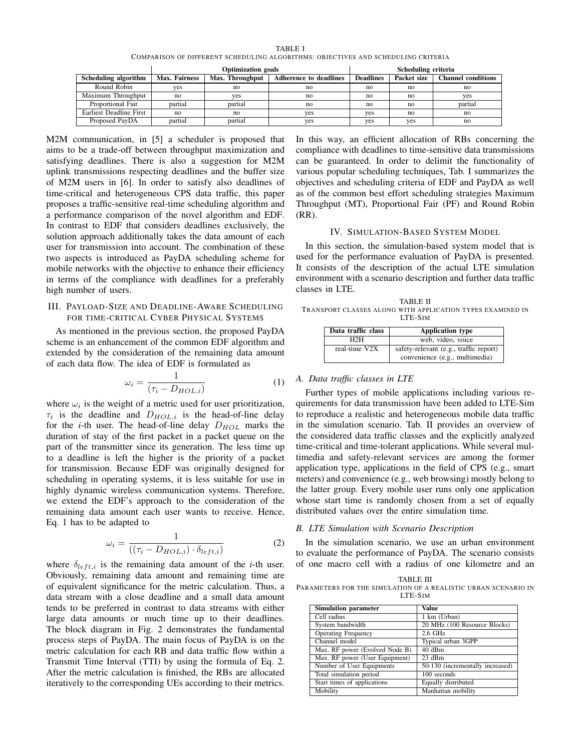TABLE I
COMPARISON OF DIFFERENT SCHEDULING ALGORITHMS: OBJECTIVES AND SCHEDULING CRITERIA

| | Optimization goals | | | Scheduling criteria | | |
|---|---|---|---|---|---|---|
| **Scheduling algorithm** | **Max. Fairness** | **Max. Throughput** | **Adherence to deadlines** | **Deadlines** | **Packet size** | **Channel conditions** |
| Round Robin | yes | no | no | no | no | no |
| Maximum Throughput | no | yes | no | no | no | yes |
| Proportional Fair | partial | partial | no | no | no | partial |
| Earliest Deadline First | no | no | yes | yes | no | no |
| Proposed PayDA | partial | partial | yes | yes | yes | no |

M2M communication, in [5] a scheduler is proposed that aims to be a trade-off between throughput maximization and satisfying deadlines. There is also a suggestion for M2M uplink transmissions respecting deadlines and the buffer size of M2M users in [6]. In order to satisfy also deadlines of time-critical and heterogeneous CPS data traffic, this paper proposes a traffic-sensitive real-time scheduling algorithm and a performance comparison of the novel algorithm and EDF. In contrast to EDF that considers deadlines exclusively, the solution approach additionally takes the data amount of each user for transmission into account. The combination of these two aspects is introduced as PayDA scheduling scheme for mobile networks with the objective to enhance their efficiency in terms of the compliance with deadlines for a preferably high number of users.

## III. Payload-Size and Deadline-Aware Scheduling for time-critical Cyber Physical Systems

As mentioned in the previous section, the proposed PayDA scheme is an enhancement of the common EDF algorithm and extended by the consideration of the remaining data amount of each data flow. The idea of EDF is formulated as

$$\omega_i = \frac{1}{(\tau_i - D_{HOL,i})} \tag{1}$$

where $\omega_i$ is the weight of a metric used for user prioritization, $\tau_i$ is the deadline and $D_{HOL,i}$ is the head-of-line delay for the *i*-th user. The head-of-line delay $D_{HOL}$ marks the duration of stay of the first packet in a packet queue on the part of the transmitter since its generation. The less time up to a deadline is left the higher is the priority of a packet for transmission. Because EDF was originally designed for scheduling in operating systems, it is less suitable for use in highly dynamic wireless communication systems. Therefore, we extend the EDF's approach to the consideration of the remaining data amount each user wants to receive. Hence, Eq. 1 has to be adapted to

$$\omega_i = \frac{1}{((\tau_i - D_{HOL,i}) \cdot \delta_{left,i})} \tag{2}$$

where $\delta_{left,i}$ is the remaining data amount of the *i*-th user. Obviously, remaining data amount and remaining time are of equivalent significance for the metric calculation. Thus, a data stream with a close deadline and a small data amount tends to be preferred in contrast to data streams with either large data amounts or much time up to their deadlines. The block diagram in Fig. 2 demonstrates the fundamental process steps of PayDA. The main focus of PayDA is on the metric calculation for each RB and data traffic flow within a Transmit Time Interval (TTI) by using the formula of Eq. 2. After the metric calculation is finished, the RBs are allocated iteratively to the corresponding UEs according to their metrics. In this way, an efficient allocation of RBs concerning the compliance with deadlines to time-sensitive data transmissions can be guaranteed. In order to delimit the functionality of various popular scheduling techniques, Tab. I summarizes the objectives and scheduling criteria of EDF and PayDA as well as of the common best effort scheduling strategies Maximum Throughput (MT), Proportional Fair (PF) and Round Robin (RR).

## IV. Simulation-Based System Model

In this section, the simulation-based system model that is used for the performance evaluation of PayDA is presented. It consists of the description of the actual LTE simulation environment with a scenario description and further data traffic classes in LTE.

TABLE II
TRANSPORT CLASSES ALONG WITH APPLICATION TYPES EXAMINED IN LTE-SIM

| Data traffic class | Application type |
|---|---|
| H2H | web, video, voice |
| real-time V2X | safety-relevant (e.g., traffic report) convenience (e.g., multimedia) |

### A. Data traffic classes in LTE

Further types of mobile applications including various requirements for data transmission have been added to LTE-Sim to reproduce a realistic and heterogeneous mobile data traffic in the simulation scenario. Tab. II provides an overview of the considered data traffic classes and the explicitly analyzed time-critical and time-tolerant applications. While several multimedia and safety-relevant services are among the former application type, applications in the field of CPS (e.g., smart meters) and convenience (e.g., web browsing) mostly belong to the latter group. Every mobile user runs only one application whose start time is randomly chosen from a set of equally distributed values over the entire simulation time.

### B. LTE Simulation with Scenario Description

In the simulation scenario, we use an urban environment to evaluate the performance of PayDA. The scenario consists of one macro cell with a radius of one kilometre and an

TABLE III
PARAMETERS FOR THE SIMULATION OF A REALISTIC URBAN SCENARIO IN LTE-SIM

| Simulation parameter | Value |
|---|---|
| Cell radius | 1 km (Urban) |
| System bandwidth | 20 MHz (100 Resource Blocks) |
| Operating Frequency | 2.6 GHz |
| Channel model | Typical urban 3GPP |
| Max. RF power (Evolved Node B) | 40 dBm |
| Max. RF power (User Equipment) | 23 dBm |
| Number of User Equipments | 50-130 (incrementally increased) |
| Total simulation period | 100 seconds |
| Start times of applications | Equally distributed |
| Mobility | Manhattan mobility |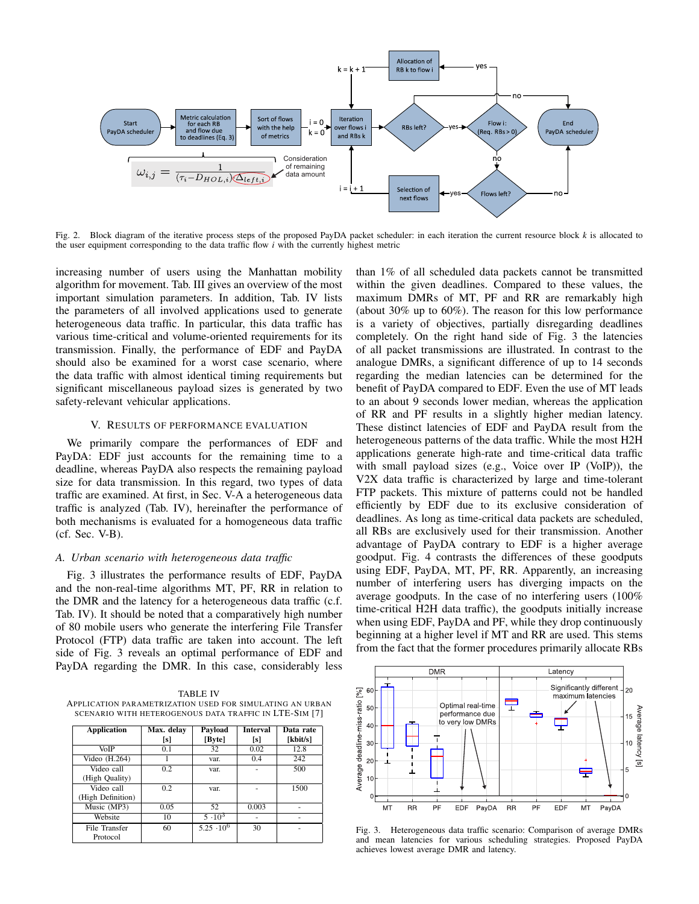Fig. 2. Block diagram of the iterative process steps of the proposed PayDA packet scheduler: in each iteration the current resource block $k$ is allocated to the user equipment corresponding to the data traffic flow $i$ with the currently highest metric

increasing number of users using the Manhattan mobility algorithm for movement. Tab. III gives an overview of the most important simulation parameters. In addition, Tab. IV lists the parameters of all involved applications used to generate heterogeneous data traffic. In particular, this data traffic has various time-critical and volume-oriented requirements for its transmission. Finally, the performance of EDF and PayDA should also be examined for a worst case scenario, where the data traffic with almost identical timing requirements but significant miscellaneous payload sizes is generated by two safety-relevant vehicular applications.

## V. Results of Performance Evaluation

We primarily compare the performances of EDF and PayDA: EDF just accounts for the remaining time to a deadline, whereas PayDA also respects the remaining payload size for data transmission. In this regard, two types of data traffic are examined. At first, in Sec. V-A a heterogeneous data traffic is analyzed (Tab. IV), hereinafter the performance of both mechanisms is evaluated for a homogeneous data traffic (cf. Sec. V-B).

### A. Urban scenario with heterogeneous data traffic

Fig. 3 illustrates the performance results of EDF, PayDA and the non-real-time algorithms MT, PF, RR in relation to the DMR and the latency for a heterogeneous data traffic (c.f. Tab. IV). It should be noted that a comparatively high number of 80 mobile users who generate the interfering File Transfer Protocol (FTP) data traffic are taken into account. The left side of Fig. 3 reveals an optimal performance of EDF and PayDA regarding the DMR. In this case, considerably less than 1% of all scheduled data packets cannot be transmitted within the given deadlines. Compared to these values, the maximum DMRs of MT, PF and RR are remarkably high (about 30% up to 60%). The reason for this low performance is a variety of objectives, partially disregarding deadlines completely. On the right hand side of Fig. 3 the latencies of all packet transmissions are illustrated. In contrast to the analogue DMRs, a significant difference of up to 14 seconds regarding the median latencies can be determined for the benefit of PayDA compared to EDF. Even the use of MT leads to an about 9 seconds lower median, whereas the application of RR and PF results in a slightly higher median latency. These distinct latencies of EDF and PayDA result from the heterogeneous patterns of the data traffic. While the most H2H applications generate high-rate and time-critical data traffic with small payload sizes (e.g., Voice over IP (VoIP)), the V2X data traffic is characterized by large and time-tolerant FTP packets. This mixture of patterns could not be handled efficiently by EDF due to its exclusive consideration of deadlines. As long as time-critical data packets are scheduled, all RBs are exclusively used for their transmission. Another advantage of PayDA contrary to EDF is a higher average goodput. Fig. 4 contrasts the differences of these goodputs using EDF, PayDA, MT, PF, RR. Apparently, an increasing number of interfering users has diverging impacts on the average goodputs. In the case of no interfering users (100% time-critical H2H data traffic), the goodputs initially increase when using EDF, PayDA and PF, while they drop continuously beginning at a higher level if MT and RR are used. This stems from the fact that the former procedures primarily allocate RBs

TABLE IV
Application parametrization used for simulating an urban scenario with heterogeneous data traffic in LTE-Sim [7]

| Application | Max. delay [s] | Payload [Byte] | Interval [s] | Data rate [kbit/s] |
|---|---|---|---|---|
| VoIP | 0.1 | 32 | 0.02 | 12.8 |
| Video (H.264) | 1 | var. | 0.4 | 242 |
| Video call (High Quality) | 0.2 | var. | - | 500 |
| Video call (High Definition) | 0.2 | var. | - | 1500 |
| Music (MP3) | 0.05 | 52 | 0.003 | - |
| Website | 10 | $5 \cdot 10^3$ | - | - |
| File Transfer Protocol | 60 | $5.25 \cdot 10^6$ | 30 | - |

Fig. 3. Heterogeneous data traffic scenario: Comparison of average DMRs and mean latencies for various scheduling strategies. Proposed PayDA achieves lowest average DMR and latency.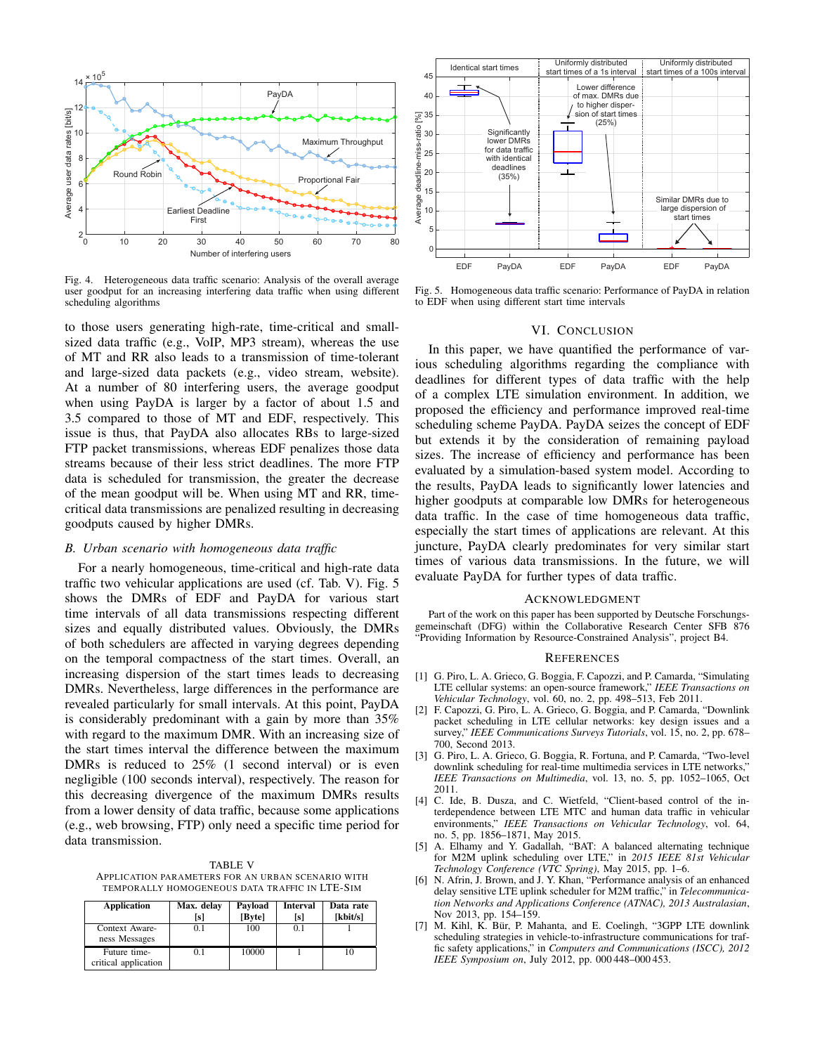× 10^5

14

12

10

8

6

4

2

Average user data rates [bit/s]

0 10 20 30 40 50 60 70 80

Number of interfering users

PayDA

Maximum Throughput

Round Robin

Proportional Fair

Earliest Deadline First

Fig. 4. Heterogeneous data traffic scenario: Analysis of the overall average user goodput for an increasing interfering data traffic when using different scheduling algorithms

to those users generating high-rate, time-critical and small-sized data traffic (e.g., VoIP, MP3 stream), whereas the use of MT and RR also leads to a transmission of time-tolerant and large-sized data packets (e.g., video stream, website). At a number of 80 interfering users, the average goodput when using PayDA is larger by a factor of about 1.5 and 3.5 compared to those of MT and EDF, respectively. This issue is thus, that PayDA also allocates RBs to large-sized FTP packet transmissions, whereas EDF penalizes those data streams because of their less strict deadlines. The more FTP data is scheduled for transmission, the greater the decrease of the mean goodput will be. When using MT and RR, time-critical data transmissions are penalized resulting in decreasing goodputs caused by higher DMRs.

### *B. Urban scenario with homogeneous data traffic*

For a nearly homogeneous, time-critical and high-rate data traffic two vehicular applications are used (cf. Tab. V). Fig. 5 shows the DMRs of EDF and PayDA for various start time intervals of all data transmissions respecting different sizes and equally distributed values. Obviously, the DMRs of both schedulers are affected in varying degrees depending on the temporal compactness of the start times. Overall, an increasing dispersion of the start times leads to decreasing DMRs. Nevertheless, large differences in the performance are revealed particularly for small intervals. At this point, PayDA is considerably predominant with a gain by more than 35% with regard to the maximum DMR. With an increasing size of the start times interval the difference between the maximum DMRs is reduced to 25% (1 second interval) or is even negligible (100 seconds interval), respectively. The reason for this decreasing divergence of the maximum DMRs results from a lower density of data traffic, because some applications (e.g., web browsing, FTP) only need a specific time period for data transmission.

TABLE V
APPLICATION PARAMETERS FOR AN URBAN SCENARIO WITH TEMPORALLY HOMOGENEOUS DATA TRAFFIC IN LTE-SIM

| Application | Max. delay [s] | Payload [Byte] | Interval [s] | Data rate [kbit/s] |
|---|---|---|---|---|
| Context Awareness Messages | 0.1 | 100 | 0.1 | 1 |
| Future time-critical application | 0.1 | 10000 | 1 | 10 |

Identical start times

Uniformly distributed start times of a 1s interval

Uniformly distributed start times of a 100s interval

45

40

35

30

25

20

15

10

5

0

Average deadline-miss-ratio [%]

Significantly lower DMRs for data traffic with identical deadlines (35%)

Lower difference of max. DMRs due to higher dispersion of start times (25%)

Similar DMRs due to large dispersion of start times

EDF PayDA EDF PayDA EDF PayDA

Fig. 5. Homogeneous data traffic scenario: Performance of PayDA in relation to EDF when using different start time intervals

## VI. Conclusion

In this paper, we have quantified the performance of various scheduling algorithms regarding the compliance with deadlines for different types of data traffic with the help of a complex LTE simulation environment. In addition, we proposed the efficiency and performance improved real-time scheduling scheme PayDA. PayDA seizes the concept of EDF but extends it by the consideration of remaining payload sizes. The increase of efficiency and performance has been evaluated by a simulation-based system model. According to the results, PayDA leads to significantly lower latencies and higher goodputs at comparable low DMRs for heterogeneous data traffic. In the case of time homogeneous data traffic, especially the start times of applications are relevant. At this juncture, PayDA clearly predominates for very similar start times of various data transmissions. In the future, we will evaluate PayDA for further types of data traffic.

## Acknowledgment

Part of the work on this paper has been supported by Deutsche Forschungsgemeinschaft (DFG) within the Collaborative Research Center SFB 876 "Providing Information by Resource-Constrained Analysis", project B4.

## References

[1] G. Piro, L. A. Grieco, G. Boggia, F. Capozzi, and P. Camarda, "Simulating LTE cellular systems: an open-source framework," *IEEE Transactions on Vehicular Technology*, vol. 60, no. 2, pp. 498–513, Feb 2011.

[2] F. Capozzi, G. Piro, L. A. Grieco, G. Boggia, and P. Camarda, "Downlink packet scheduling in LTE cellular networks: key design issues and a survey," *IEEE Communications Surveys Tutorials*, vol. 15, no. 2, pp. 678–700, Second 2013.

[3] G. Piro, L. A. Grieco, G. Boggia, R. Fortuna, and P. Camarda, "Two-level downlink scheduling for real-time multimedia services in LTE networks," *IEEE Transactions on Multimedia*, vol. 13, no. 5, pp. 1052–1065, Oct 2011.

[4] C. Ide, B. Dusza, and C. Wietfeld, "Client-based control of the interdependence between LTE MTC and human data traffic in vehicular environments," *IEEE Transactions on Vehicular Technology*, vol. 64, no. 5, pp. 1856–1871, May 2015.

[5] A. Elhamy and Y. Gadallah, "BAT: A balanced alternating technique for M2M uplink scheduling over LTE," in *2015 IEEE 81st Vehicular Technology Conference (VTC Spring)*, May 2015, pp. 1–6.

[6] N. Afrin, J. Brown, and J. Y. Khan, "Performance analysis of an enhanced delay sensitive LTE uplink scheduler for M2M traffic," in *Telecommunication Networks and Applications Conference (ATNAC), 2013 Australasian*, Nov 2013, pp. 154–159.

[7] M. Kihl, K. Bür, P. Mahanta, and E. Coelingh, "3GPP LTE downlink scheduling strategies in vehicle-to-infrastructure communications for traffic safety applications," in *Computers and Communications (ISCC), 2012 IEEE Symposium on*, July 2012, pp. 000 448–000 453.